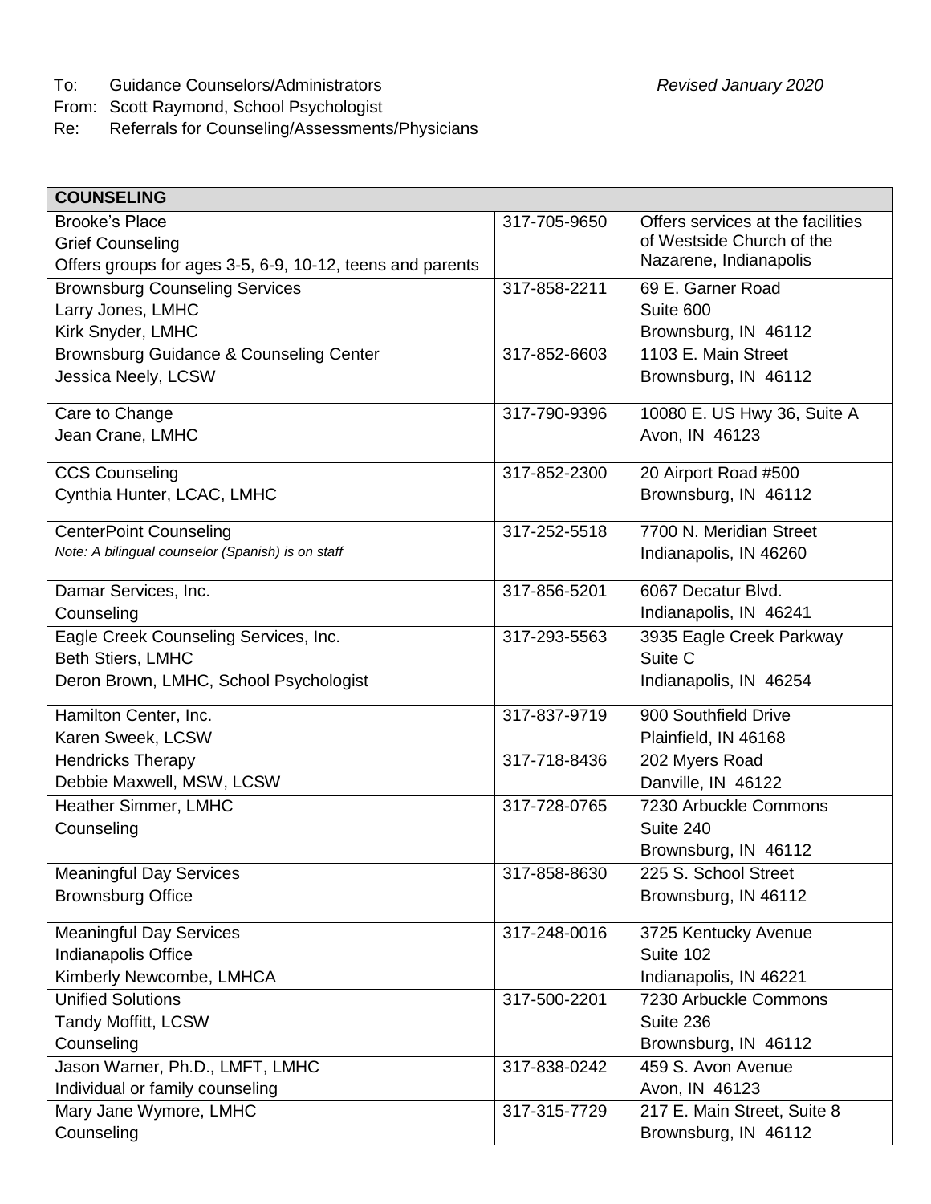To: Guidance Counselors/Administrators *Revised January 2020*

From: Scott Raymond, School Psychologist

Re: Referrals for Counseling/Assessments/Physicians

| COUNSELING | | |
|---|---|---|
| Brooke's Place<br>Grief Counseling<br>Offers groups for ages 3-5, 6-9, 10-12, teens and parents | 317-705-9650 | Offers services at the facilities of Westside Church of the Nazarene, Indianapolis |
| Brownsburg Counseling Services<br>Larry Jones, LMHC<br>Kirk Snyder, LMHC | 317-858-2211 | 69 E. Garner Road<br>Suite 600<br>Brownsburg, IN 46112 |
| Brownsburg Guidance & Counseling Center<br>Jessica Neely, LCSW | 317-852-6603 | 1103 E. Main Street<br>Brownsburg, IN 46112 |
| Care to Change<br>Jean Crane, LMHC | 317-790-9396 | 10080 E. US Hwy 36, Suite A<br>Avon, IN 46123 |
| CCS Counseling<br>Cynthia Hunter, LCAC, LMHC | 317-852-2300 | 20 Airport Road #500<br>Brownsburg, IN 46112 |
| CenterPoint Counseling<br>*Note: A bilingual counselor (Spanish) is on staff* | 317-252-5518 | 7700 N. Meridian Street<br>Indianapolis, IN 46260 |
| Damar Services, Inc.<br>Counseling | 317-856-5201 | 6067 Decatur Blvd.<br>Indianapolis, IN 46241 |
| Eagle Creek Counseling Services, Inc.<br>Beth Stiers, LMHC<br>Deron Brown, LMHC, School Psychologist | 317-293-5563 | 3935 Eagle Creek Parkway<br>Suite C<br>Indianapolis, IN 46254 |
| Hamilton Center, Inc.<br>Karen Sweek, LCSW | 317-837-9719 | 900 Southfield Drive<br>Plainfield, IN 46168 |
| Hendricks Therapy<br>Debbie Maxwell, MSW, LCSW | 317-718-8436 | 202 Myers Road<br>Danville, IN 46122 |
| Heather Simmer, LMHC<br>Counseling | 317-728-0765 | 7230 Arbuckle Commons<br>Suite 240<br>Brownsburg, IN 46112 |
| Meaningful Day Services<br>Brownsburg Office | 317-858-8630 | 225 S. School Street<br>Brownsburg, IN 46112 |
| Meaningful Day Services<br>Indianapolis Office<br>Kimberly Newcombe, LMHCA | 317-248-0016 | 3725 Kentucky Avenue<br>Suite 102<br>Indianapolis, IN 46221 |
| Unified Solutions<br>Tandy Moffitt, LCSW<br>Counseling | 317-500-2201 | 7230 Arbuckle Commons<br>Suite 236<br>Brownsburg, IN 46112 |
| Jason Warner, Ph.D., LMFT, LMHC<br>Individual or family counseling | 317-838-0242 | 459 S. Avon Avenue<br>Avon, IN 46123 |
| Mary Jane Wymore, LMHC<br>Counseling | 317-315-7729 | 217 E. Main Street, Suite 8<br>Brownsburg, IN 46112 |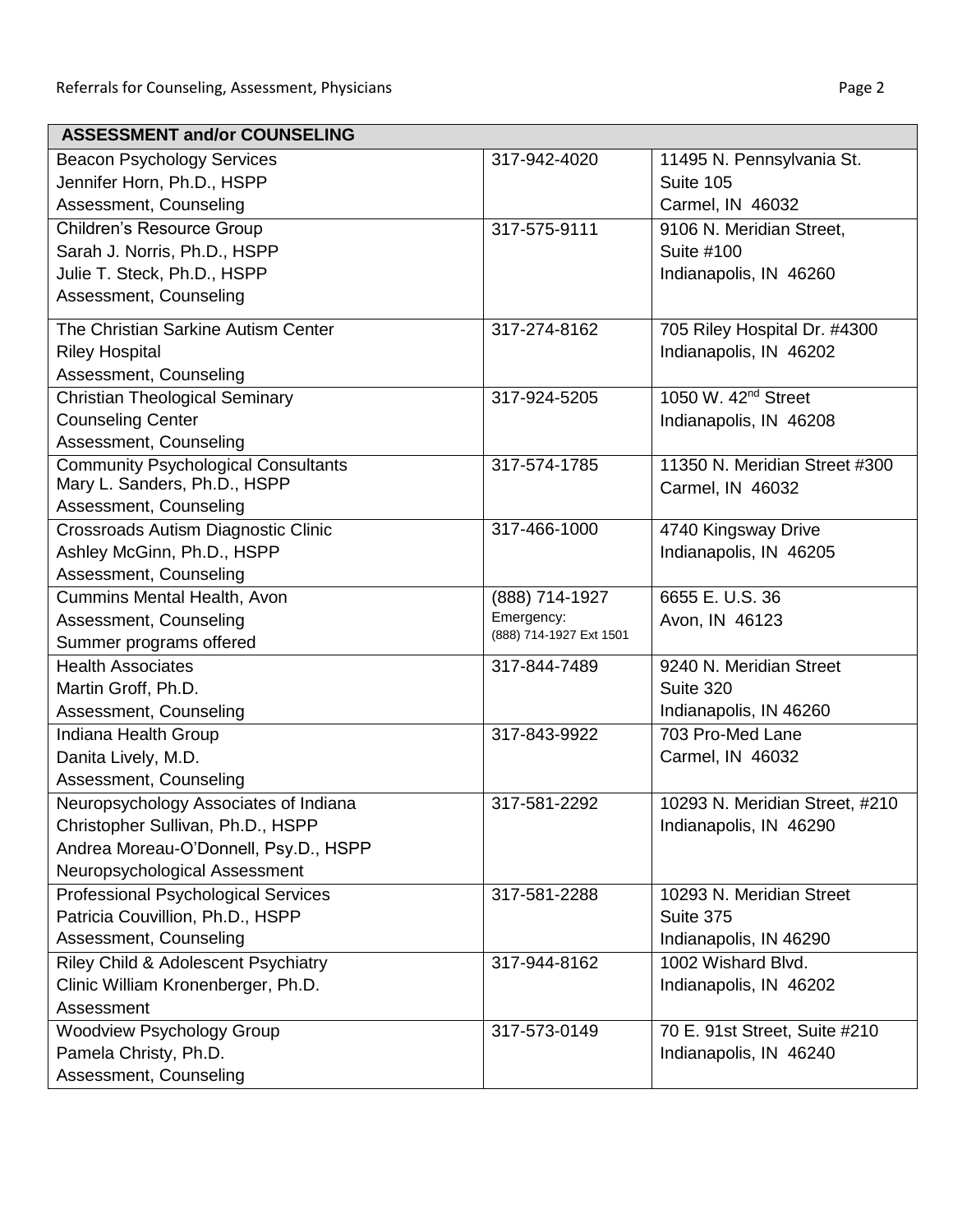| ASSESSMENT and/or COUNSELING | | |
|---|---|---|
| Beacon Psychology Services<br>Jennifer Horn, Ph.D., HSPP<br>Assessment, Counseling | 317-942-4020 | 11495 N. Pennsylvania St.<br>Suite 105<br>Carmel, IN 46032 |
| Children's Resource Group<br>Sarah J. Norris, Ph.D., HSPP<br>Julie T. Steck, Ph.D., HSPP<br>Assessment, Counseling | 317-575-9111 | 9106 N. Meridian Street,<br>Suite #100<br>Indianapolis, IN 46260 |
| The Christian Sarkine Autism Center<br>Riley Hospital<br>Assessment, Counseling | 317-274-8162 | 705 Riley Hospital Dr. #4300<br>Indianapolis, IN 46202 |
| Christian Theological Seminary<br>Counseling Center<br>Assessment, Counseling | 317-924-5205 | 1050 W. 42nd Street<br>Indianapolis, IN 46208 |
| Community Psychological Consultants<br>Mary L. Sanders, Ph.D., HSPP<br>Assessment, Counseling | 317-574-1785 | 11350 N. Meridian Street #300<br>Carmel, IN 46032 |
| Crossroads Autism Diagnostic Clinic<br>Ashley McGinn, Ph.D., HSPP<br>Assessment, Counseling | 317-466-1000 | 4740 Kingsway Drive<br>Indianapolis, IN 46205 |
| Cummins Mental Health, Avon<br>Assessment, Counseling<br>Summer programs offered | (888) 714-1927<br>Emergency:<br>(888) 714-1927 Ext 1501 | 6655 E. U.S. 36<br>Avon, IN 46123 |
| Health Associates<br>Martin Groff, Ph.D.<br>Assessment, Counseling | 317-844-7489 | 9240 N. Meridian Street<br>Suite 320<br>Indianapolis, IN 46260 |
| Indiana Health Group<br>Danita Lively, M.D.<br>Assessment, Counseling | 317-843-9922 | 703 Pro-Med Lane<br>Carmel, IN 46032 |
| Neuropsychology Associates of Indiana<br>Christopher Sullivan, Ph.D., HSPP<br>Andrea Moreau-O'Donnell, Psy.D., HSPP<br>Neuropsychological Assessment | 317-581-2292 | 10293 N. Meridian Street, #210<br>Indianapolis, IN 46290 |
| Professional Psychological Services<br>Patricia Couvillion, Ph.D., HSPP<br>Assessment, Counseling | 317-581-2288 | 10293 N. Meridian Street<br>Suite 375<br>Indianapolis, IN 46290 |
| Riley Child & Adolescent Psychiatry<br>Clinic William Kronenberger, Ph.D.<br>Assessment | 317-944-8162 | 1002 Wishard Blvd.<br>Indianapolis, IN 46202 |
| Woodview Psychology Group<br>Pamela Christy, Ph.D.<br>Assessment, Counseling | 317-573-0149 | 70 E. 91st Street, Suite #210<br>Indianapolis, IN 46240 |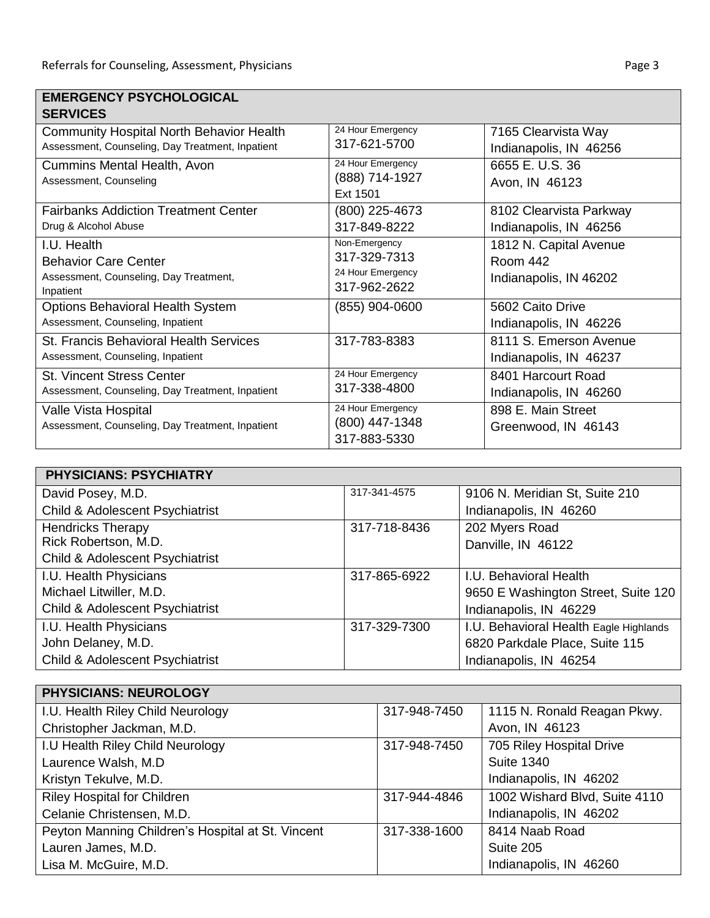| EMERGENCY PSYCHOLOGICAL SERVICES | | |
|---|---|---|
| Community Hospital North Behavior Health<br>Assessment, Counseling, Day Treatment, Inpatient | 24 Hour Emergency<br>317-621-5700 | 7165 Clearvista Way<br>Indianapolis, IN 46256 |
| Cummins Mental Health, Avon<br>Assessment, Counseling | 24 Hour Emergency<br>(888) 714-1927<br>Ext 1501 | 6655 E. U.S. 36<br>Avon, IN 46123 |
| Fairbanks Addiction Treatment Center<br>Drug & Alcohol Abuse | (800) 225-4673<br>317-849-8222 | 8102 Clearvista Parkway<br>Indianapolis, IN 46256 |
| I.U. Health<br>Behavior Care Center<br>Assessment, Counseling, Day Treatment, Inpatient | Non-Emergency<br>317-329-7313<br>24 Hour Emergency<br>317-962-2622 | 1812 N. Capital Avenue<br>Room 442<br>Indianapolis, IN 46202 |
| Options Behavioral Health System<br>Assessment, Counseling, Inpatient | (855) 904-0600 | 5602 Caito Drive<br>Indianapolis, IN 46226 |
| St. Francis Behavioral Health Services<br>Assessment, Counseling, Inpatient | 317-783-8383 | 8111 S. Emerson Avenue<br>Indianapolis, IN 46237 |
| St. Vincent Stress Center<br>Assessment, Counseling, Day Treatment, Inpatient | 24 Hour Emergency<br>317-338-4800 | 8401 Harcourt Road<br>Indianapolis, IN 46260 |
| Valle Vista Hospital<br>Assessment, Counseling, Day Treatment, Inpatient | 24 Hour Emergency<br>(800) 447-1348<br>317-883-5330 | 898 E. Main Street<br>Greenwood, IN 46143 |

| PHYSICIANS: PSYCHIATRY | | |
|---|---|---|
| David Posey, M.D.<br>Child & Adolescent Psychiatrist | 317-341-4575 | 9106 N. Meridian St, Suite 210<br>Indianapolis, IN 46260 |
| Hendricks Therapy<br>Rick Robertson, M.D.<br>Child & Adolescent Psychiatrist | 317-718-8436 | 202 Myers Road<br>Danville, IN 46122 |
| I.U. Health Physicians<br>Michael Litwiller, M.D.<br>Child & Adolescent Psychiatrist | 317-865-6922 | I.U. Behavioral Health<br>9650 E Washington Street, Suite 120<br>Indianapolis, IN 46229 |
| I.U. Health Physicians<br>John Delaney, M.D.<br>Child & Adolescent Psychiatrist | 317-329-7300 | I.U. Behavioral Health Eagle Highlands<br>6820 Parkdale Place, Suite 115<br>Indianapolis, IN 46254 |

| PHYSICIANS: NEUROLOGY | | |
|---|---|---|
| I.U. Health Riley Child Neurology<br>Christopher Jackman, M.D. | 317-948-7450 | 1115 N. Ronald Reagan Pkwy.<br>Avon, IN 46123 |
| I.U Health Riley Child Neurology<br>Laurence Walsh, M.D<br>Kristyn Tekulve, M.D. | 317-948-7450 | 705 Riley Hospital Drive<br>Suite 1340<br>Indianapolis, IN 46202 |
| Riley Hospital for Children<br>Celanie Christensen, M.D. | 317-944-4846 | 1002 Wishard Blvd, Suite 4110<br>Indianapolis, IN 46202 |
| Peyton Manning Children's Hospital at St. Vincent<br>Lauren James, M.D.<br>Lisa M. McGuire, M.D. | 317-338-1600 | 8414 Naab Road<br>Suite 205<br>Indianapolis, IN 46260 |